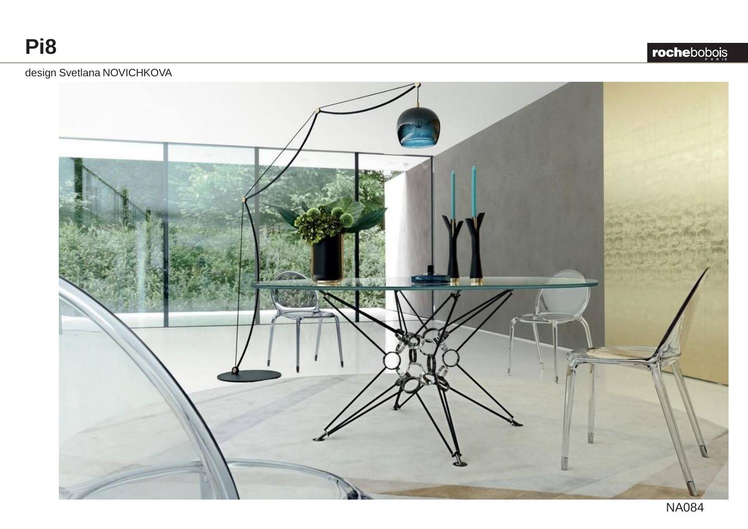# Pi8

design Svetlana NOVICHKOVA

NA084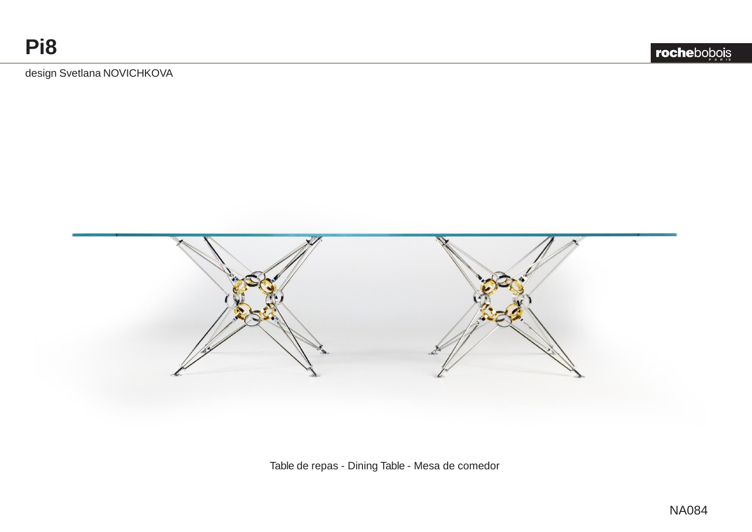# Pi8

design Svetlana NOVICHKOVA

Table de repas - Dining Table - Mesa de comedor

NA084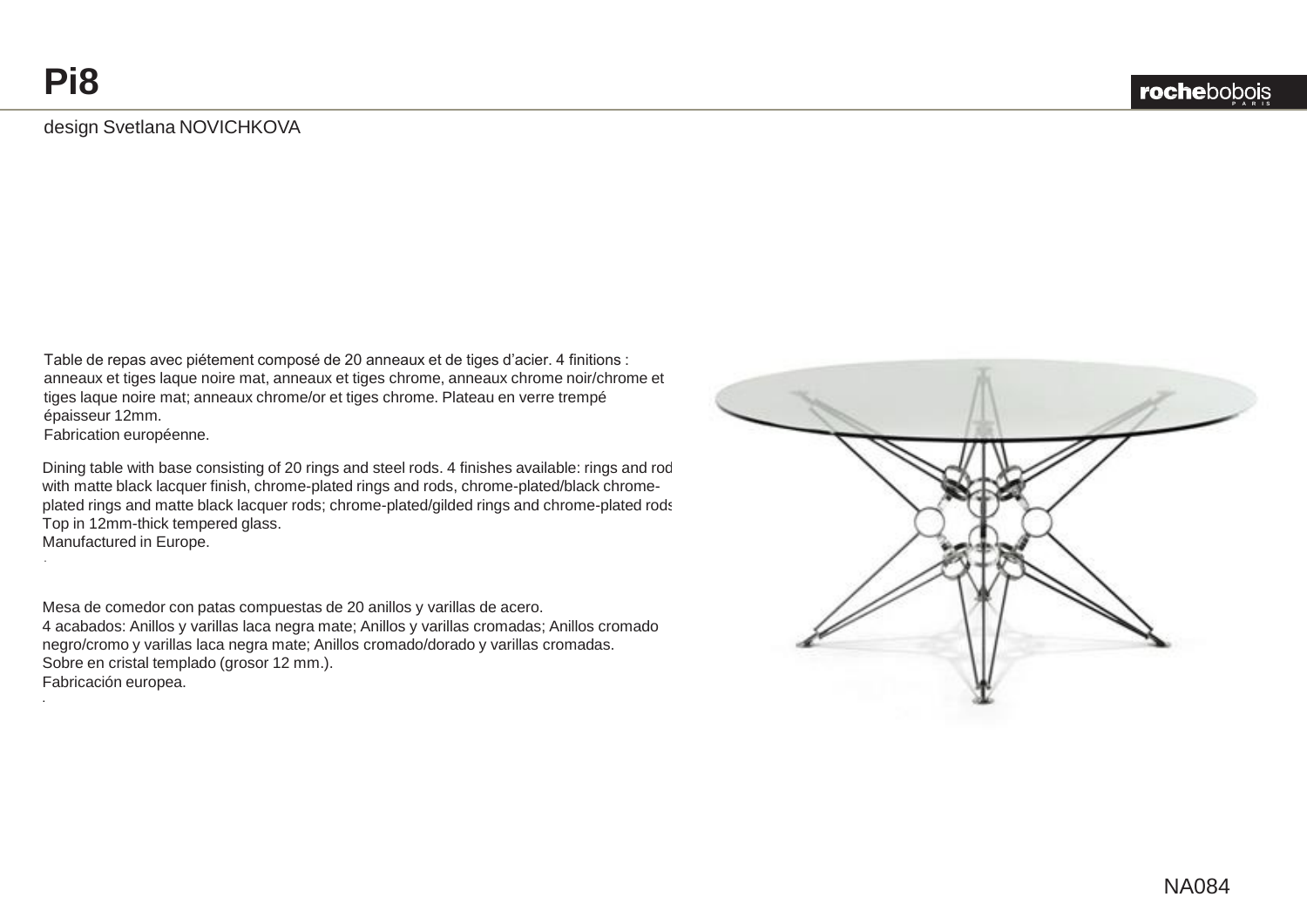# Pi8

design Svetlana NOVICHKOVA

Table de repas avec piétement composé de 20 anneaux et de tiges d'acier. 4 finitions : anneaux et tiges laque noire mat, anneaux et tiges chrome, anneaux chrome noir/chrome et tiges laque noire mat; anneaux chrome/or et tiges chrome. Plateau en verre trempé épaisseur 12mm.
Fabrication européenne.

Dining table with base consisting of 20 rings and steel rods. 4 finishes available: rings and rod with matte black lacquer finish, chrome-plated rings and rods, chrome-plated/black chrome-plated rings and matte black lacquer rods; chrome-plated/gilded rings and chrome-plated rods
Top in 12mm-thick tempered glass.
Manufactured in Europe.

Mesa de comedor con patas compuestas de 20 anillos y varillas de acero.
4 acabados: Anillos y varillas laca negra mate; Anillos y varillas cromadas; Anillos cromado negro/cromo y varillas laca negra mate; Anillos cromado/dorado y varillas cromadas.
Sobre en cristal templado (grosor 12 mm.).
Fabricación europea.

NA084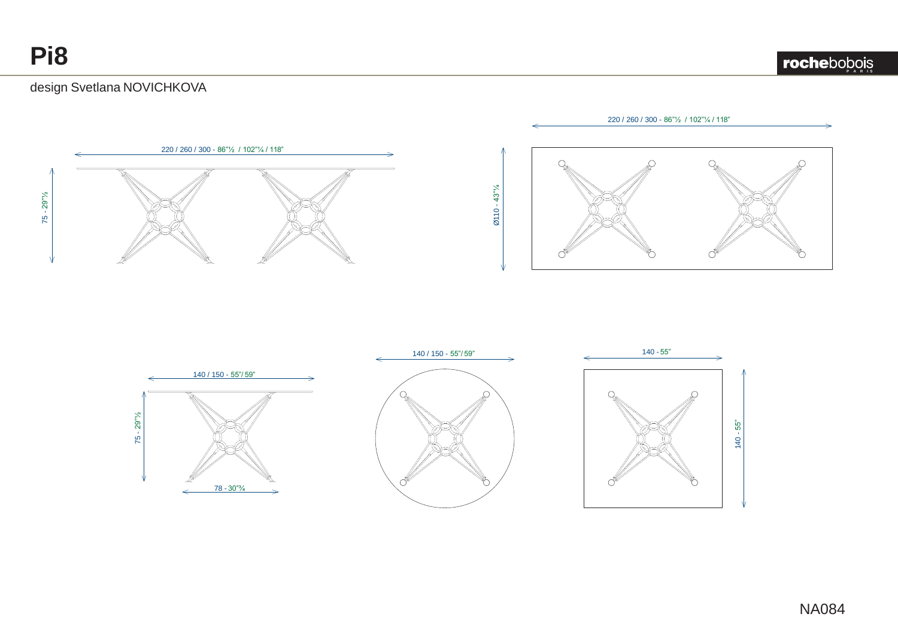# Pi8

rochebobois PARIS

design Svetlana NOVICHKOVA

220 / 260 / 300 - 86"½ / 102"¼ / 118"

75 - 29"½

220 / 260 / 300 - 86"½ / 102"¼ / 118"

Ø110 - 43"¼

140 / 150 - 55"/ 59"

75 - 29"½

78 - 30"¾

140 / 150 - 55"/ 59"

140 - 55"

140 - 55"

NA084